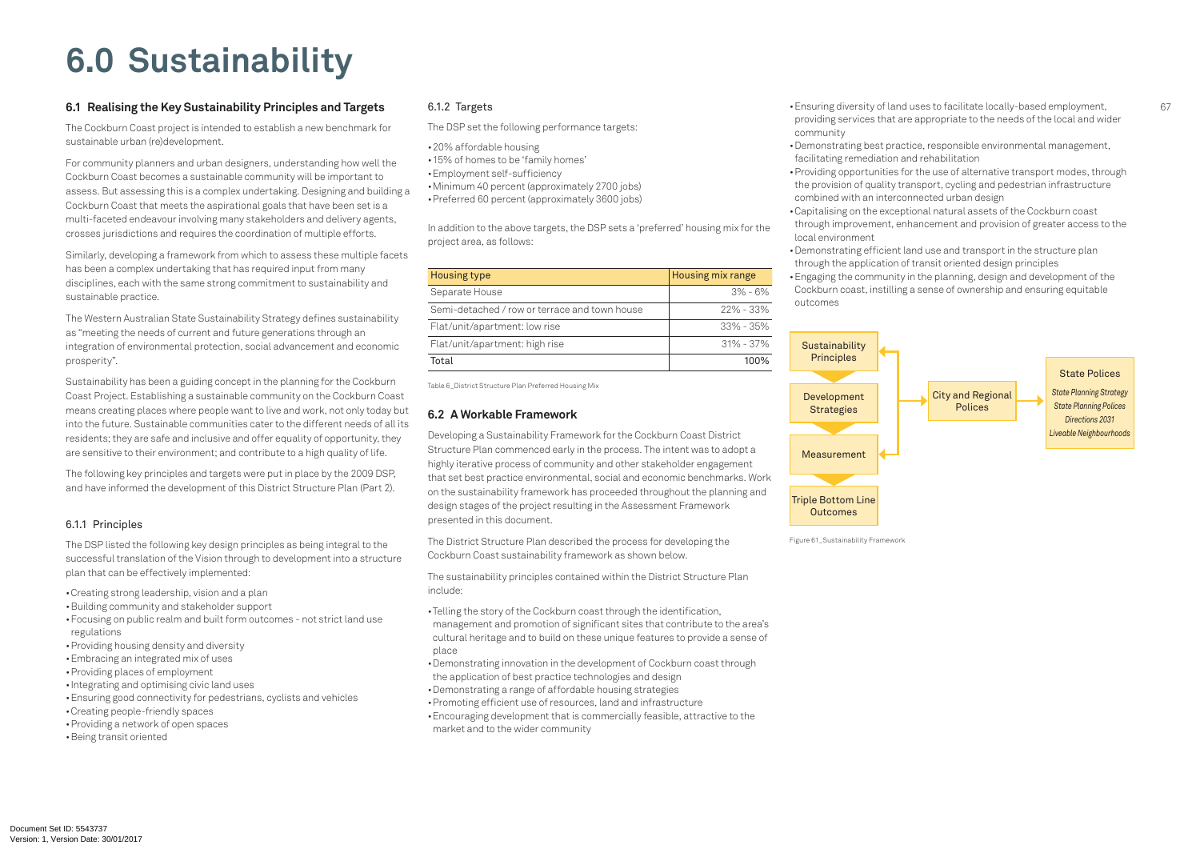# 6.0 Sustainability

## 6.1 Realising the Key Sustainability Principles and Targets

The Cockburn Coast project is intended to establish a new benchmark for sustainable urban (re)development.

For community planners and urban designers, understanding how well the Cockburn Coast becomes a sustainable community will be important to assess. But assessing this is a complex undertaking. Designing and building a Cockburn Coast that meets the aspirational goals that have been set is a multi-faceted endeavour involving many stakeholders and delivery agents, crosses jurisdictions and requires the coordination of multiple efforts.

Similarly, developing a framework from which to assess these multiple facets has been a complex undertaking that has required input from many disciplines, each with the same strong commitment to sustainability and sustainable practice.

The Western Australian State Sustainability Strategy defines sustainability as "meeting the needs of current and future generations through an integration of environmental protection, social advancement and economic prosperity".

Sustainability has been a guiding concept in the planning for the Cockburn Coast Project. Establishing a sustainable community on the Cockburn Coast means creating places where people want to live and work, not only today but into the future. Sustainable communities cater to the different needs of all its residents; they are safe and inclusive and offer equality of opportunity, they are sensitive to their environment; and contribute to a high quality of life.

The following key principles and targets were put in place by the 2009 DSP, and have informed the development of this District Structure Plan (Part 2).

### 6.1.1 Principles

The DSP listed the following key design principles as being integral to the successful translation of the Vision through to development into a structure plan that can be effectively implemented:

- Creating strong leadership, vision and a plan
- Building community and stakeholder support
- Focusing on public realm and built form outcomes - not strict land use regulations
- Providing housing density and diversity
- Embracing an integrated mix of uses
- Providing places of employment
- Integrating and optimising civic land uses
- Ensuring good connectivity for pedestrians, cyclists and vehicles
- Creating people-friendly spaces
- Providing a network of open spaces
- Being transit oriented

### 6.1.2 Targets

The DSP set the following performance targets:

- 20% affordable housing
- 15% of homes to be 'family homes'
- Employment self-sufficiency
- Minimum 40 percent (approximately 2700 jobs)
- Preferred 60 percent (approximately 3600 jobs)

In addition to the above targets, the DSP sets a 'preferred' housing mix for the project area, as follows:

| Housing type | Housing mix range |
|---|---|
| Separate House | 3% - 6% |
| Semi-detached / row or terrace and town house | 22% - 33% |
| Flat/unit/apartment: low rise | 33% - 35% |
| Flat/unit/apartment: high rise | 31% - 37% |
| Total | 100% |

Table 6_District Structure Plan Preferred Housing Mix

## 6.2 A Workable Framework

Developing a Sustainability Framework for the Cockburn Coast District Structure Plan commenced early in the process. The intent was to adopt a highly iterative process of community and other stakeholder engagement that set best practice environmental, social and economic benchmarks. Work on the sustainability framework has proceeded throughout the planning and design stages of the project resulting in the Assessment Framework presented in this document.

The District Structure Plan described the process for developing the Cockburn Coast sustainability framework as shown below.

The sustainability principles contained within the District Structure Plan include:

- Telling the story of the Cockburn coast through the identification, management and promotion of significant sites that contribute to the area's cultural heritage and to build on these unique features to provide a sense of place
- Demonstrating innovation in the development of Cockburn coast through the application of best practice technologies and design
- Demonstrating a range of affordable housing strategies
- Promoting efficient use of resources, land and infrastructure
- Encouraging development that is commercially feasible, attractive to the market and to the wider community
- Ensuring diversity of land uses to facilitate locally-based employment, providing services that are appropriate to the needs of the local and wider community
- Demonstrating best practice, responsible environmental management, facilitating remediation and rehabilitation
- Providing opportunities for the use of alternative transport modes, through the provision of quality transport, cycling and pedestrian infrastructure combined with an interconnected urban design
- Capitalising on the exceptional natural assets of the Cockburn coast through improvement, enhancement and provision of greater access to the local environment
- Demonstrating efficient land use and transport in the structure plan through the application of transit oriented design principles
- Engaging the community in the planning, design and development of the Cockburn coast, instilling a sense of ownership and ensuring equitable outcomes

Sustainability Principles → Development Strategies → Measurement → Triple Bottom Line Outcomes

City and Regional Polices

State Polices: *State Planning Strategy*, *State Planning Polices*, *Directions 2031*, *Liveable Neighbourhoods*

Figure 61_Sustainability Framework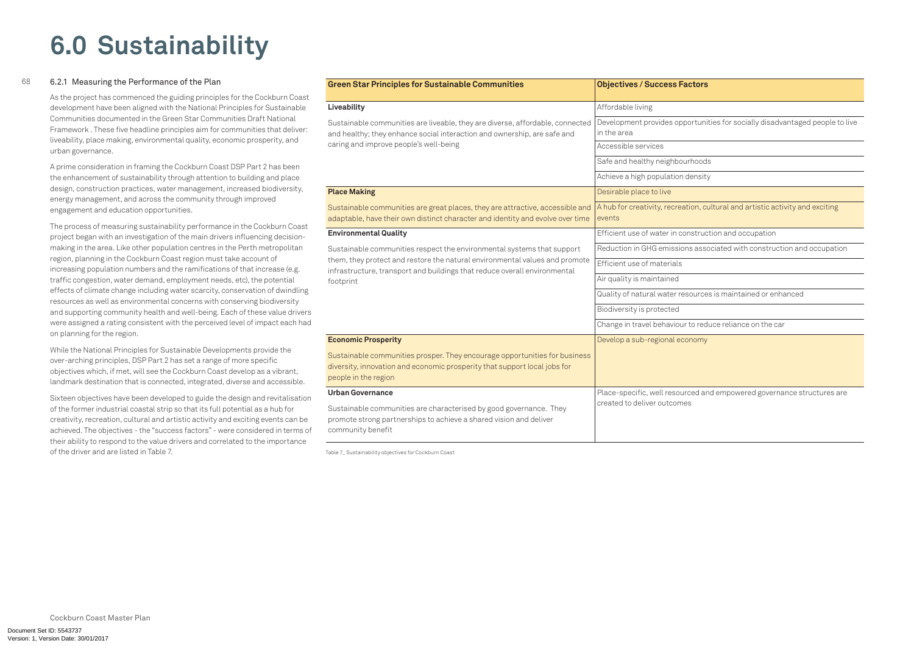# 6.0 Sustainability

### 6.2.1 Measuring the Performance of the Plan

As the project has commenced the guiding principles for the Cockburn Coast development have been aligned with the National Principles for Sustainable Communities documented in the Green Star Communities Draft National Framework . These five headline principles aim for communities that deliver: liveability, place making, environmental quality, economic prosperity, and urban governance.

A prime consideration in framing the Cockburn Coast DSP Part 2 has been the enhancement of sustainability through attention to building and place design, construction practices, water management, increased biodiversity, energy management, and across the community through improved engagement and education opportunities.

The process of measuring sustainability performance in the Cockburn Coast project began with an investigation of the main drivers influencing decision-making in the area. Like other population centres in the Perth metropolitan region, planning in the Cockburn Coast region must take account of increasing population numbers and the ramifications of that increase (e.g. traffic congestion, water demand, employment needs, etc), the potential effects of climate change including water scarcity, conservation of dwindling resources as well as environmental concerns with conserving biodiversity and supporting community health and well-being. Each of these value drivers were assigned a rating consistent with the perceived level of impact each had on planning for the region.

While the National Principles for Sustainable Developments provide the over-arching principles, DSP Part 2 has set a range of more specific objectives which, if met, will see the Cockburn Coast develop as a vibrant, landmark destination that is connected, integrated, diverse and accessible.

Sixteen objectives have been developed to guide the design and revitalisation of the former industrial coastal strip so that its full potential as a hub for creativity, recreation, cultural and artistic activity and exciting events can be achieved. The objectives - the "success factors" - were considered in terms of their ability to respond to the value drivers and correlated to the importance of the driver and are listed in Table 7.

| Green Star Principles for Sustainable Communities | Objectives / Success Factors |
|---|---|
| **Liveability**<br>Sustainable communities are liveable, they are diverse, affordable, connected and healthy; they enhance social interaction and ownership, are safe and caring and improve people's well-being | Affordable living |
| | Development provides opportunities for socially disadvantaged people to live in the area |
| | Accessible services |
| | Safe and healthy neighbourhoods |
| | Achieve a high population density |
| **Place Making**<br>Sustainable communities are great places, they are attractive, accessible and adaptable, have their own distinct character and identity and evolve over time | Desirable place to live |
| | A hub for creativity, recreation, cultural and artistic activity and exciting events |
| **Environmental Quality**<br>Sustainable communities respect the environmental systems that support them, they protect and restore the natural environmental values and promote infrastructure, transport and buildings that reduce overall environmental footprint | Efficient use of water in construction and occupation |
| | Reduction in GHG emissions associated with construction and occupation |
| | Efficient use of materials |
| | Air quality is maintained |
| | Quality of natural water resources is maintained or enhanced |
| | Biodiversity is protected |
| | Change in travel behaviour to reduce reliance on the car |
| **Economic Prosperity**<br>Sustainable communities prosper. They encourage opportunities for business diversity, innovation and economic prosperity that support local jobs for people in the region | Develop a sub-regional economy |
| **Urban Governance**<br>Sustainable communities are characterised by good governance. They promote strong partnerships to achieve a shared vision and deliver community benefit | Place-specific, well resourced and empowered governance structures are created to deliver outcomes |

Table 7_ Sustainability objectives for Cockburn Coast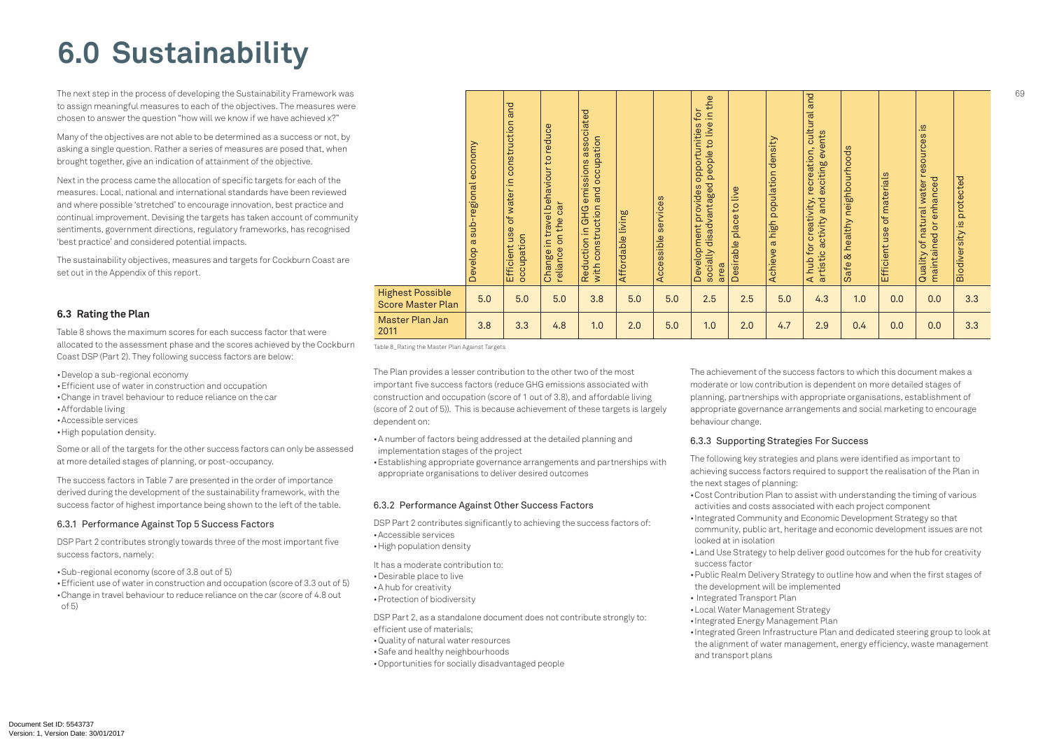# 6.0 Sustainability

The next step in the process of developing the Sustainability Framework was to assign meaningful measures to each of the objectives. The measures were chosen to answer the question "how will we know if we have achieved x?"

Many of the objectives are not able to be determined as a success or not, by asking a single question. Rather a series of measures are posed that, when brought together, give an indication of attainment of the objective.

Next in the process came the allocation of specific targets for each of the measures. Local, national and international standards have been reviewed and where possible 'stretched' to encourage innovation, best practice and continual improvement. Devising the targets has taken account of community sentiments, government directions, regulatory frameworks, has recognised 'best practice' and considered potential impacts.

The sustainability objectives, measures and targets for Cockburn Coast are set out in the Appendix of this report.

## 6.3 Rating the Plan

Table 8 shows the maximum scores for each success factor that were allocated to the assessment phase and the scores achieved by the Cockburn Coast DSP (Part 2). They following success factors are below:

- Develop a sub-regional economy
- Efficient use of water in construction and occupation
- Change in travel behaviour to reduce reliance on the car
- Affordable living
- Accessible services
- High population density.

Some or all of the targets for the other success factors can only be assessed at more detailed stages of planning, or post-occupancy.

The success factors in Table 7 are presented in the order of importance derived during the development of the sustainability framework, with the success factor of highest importance being shown to the left of the table.

| | Develop a sub-regional economy | Efficient use of water in construction and occupation | Change in travel behaviour to reduce reliance on the car | Reduction in GHG emissions associated with construction and occupation | Affordable living | Accessible services | Development provides opportunities for socially disadvantaged people to live in the area | Desirable place to live | Achieve a high population density | A hub for creativity, recreation, cultural and artistic activity and exciting events | Safe & healthy neighbourhoods | Efficient use of materials | Quality of natural water resources is maintained or enhanced | Biodiversity is protected |
|---|---|---|---|---|---|---|---|---|---|---|---|---|---|---|
| Highest Possible Score Master Plan | 5.0 | 5.0 | 5.0 | 3.8 | 5.0 | 5.0 | 2.5 | 2.5 | 5.0 | 4.3 | 1.0 | 0.0 | 0.0 | 3.3 |
| Master Plan Jan 2011 | 3.8 | 3.3 | 4.8 | 1.0 | 2.0 | 5.0 | 1.0 | 2.0 | 4.7 | 2.9 | 0.4 | 0.0 | 0.0 | 3.3 |

Table 8_Rating the Master Plan Against Targets

### 6.3.1 Performance Against Top 5 Success Factors

DSP Part 2 contributes strongly towards three of the most important five success factors, namely:

- Sub-regional economy (score of 3.8 out of 5)
- Efficient use of water in construction and occupation (score of 3.3 out of 5)
- Change in travel behaviour to reduce reliance on the car (score of 4.8 out of 5)

The Plan provides a lesser contribution to the other two of the most important five success factors (reduce GHG emissions associated with construction and occupation (score of 1 out of 3.8), and affordable living (score of 2 out of 5)). This is because achievement of these targets is largely dependent on:

- A number of factors being addressed at the detailed planning and implementation stages of the project
- Establishing appropriate governance arrangements and partnerships with appropriate organisations to deliver desired outcomes

### 6.3.2 Performance Against Other Success Factors

DSP Part 2 contributes significantly to achieving the success factors of:

- Accessible services
- High population density

It has a moderate contribution to:

- Desirable place to live
- A hub for creativity
- Protection of biodiversity

DSP Part 2, as a standalone document does not contribute strongly to: efficient use of materials;

- Quality of natural water resources
- Safe and healthy neighbourhoods
- Opportunities for socially disadvantaged people

The achievement of the success factors to which this document makes a moderate or low contribution is dependent on more detailed stages of planning, partnerships with appropriate organisations, establishment of appropriate governance arrangements and social marketing to encourage behaviour change.

### 6.3.3 Supporting Strategies For Success

The following key strategies and plans were identified as important to achieving success factors required to support the realisation of the Plan in the next stages of planning:

- Cost Contribution Plan to assist with understanding the timing of various activities and costs associated with each project component
- Integrated Community and Economic Development Strategy so that community, public art, heritage and economic development issues are not looked at in isolation
- Land Use Strategy to help deliver good outcomes for the hub for creativity success factor
- Public Realm Delivery Strategy to outline how and when the first stages of the development will be implemented
- Integrated Transport Plan
- Local Water Management Strategy
- Integrated Energy Management Plan
- Integrated Green Infrastructure Plan and dedicated steering group to look at the alignment of water management, energy efficiency, waste management and transport plans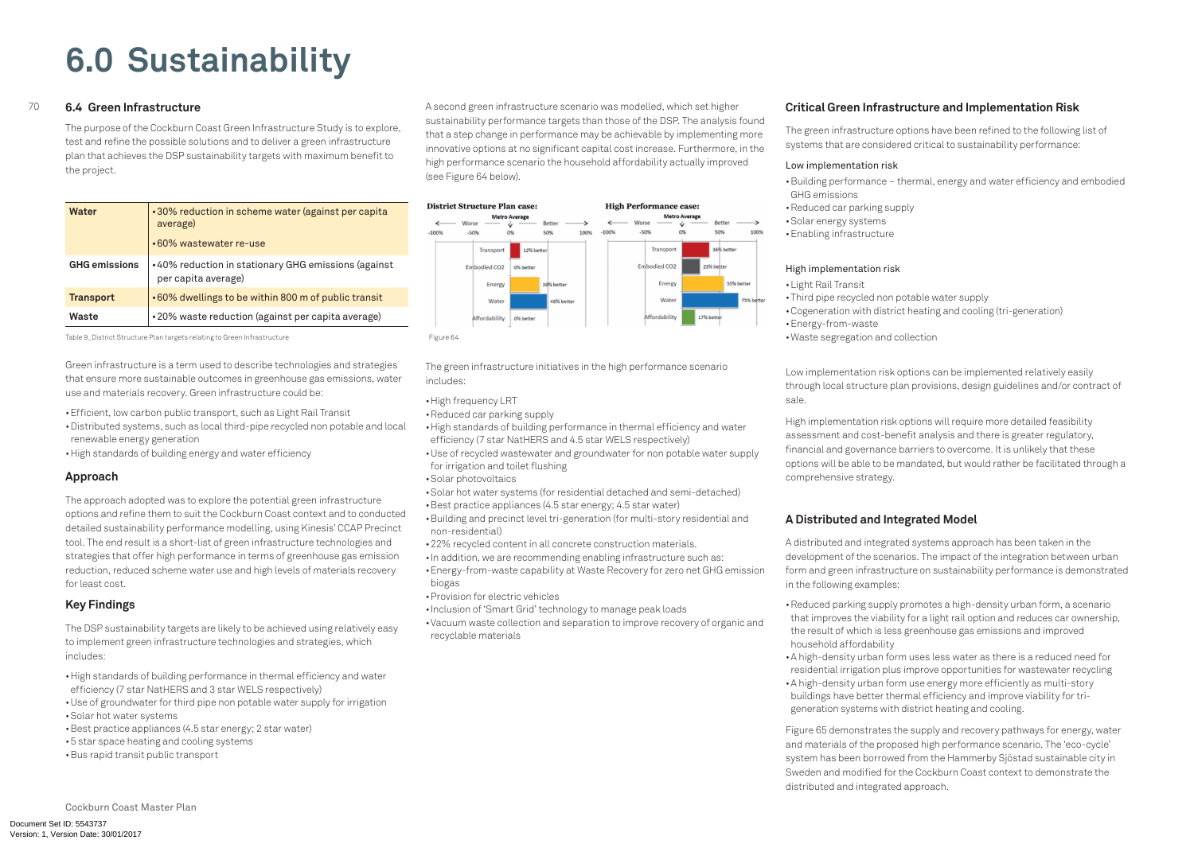# 6.0 Sustainability

## 6.4 Green Infrastructure

The purpose of the Cockburn Coast Green Infrastructure Study is to explore, test and refine the possible solutions and to deliver a green infrastructure plan that achieves the DSP sustainability targets with maximum benefit to the project.

| | |
|---|---|
| **Water** | • 30% reduction in scheme water (against per capita average) • 60% wastewater re-use |
| **GHG emissions** | • 40% reduction in stationary GHG emissions (against per capita average) |
| **Transport** | • 60% dwellings to be within 800 m of public transit |
| **Waste** | • 20% waste reduction (against per capita average) |

Table 9_District Structure Plan targets relating to Green Infrastructure

Green infrastructure is a term used to describe technologies and strategies that ensure more sustainable outcomes in greenhouse gas emissions, water use and materials recovery. Green infrastructure could be:

- Efficient, low carbon public transport, such as Light Rail Transit
- Distributed systems, such as local third-pipe recycled non potable and local renewable energy generation
- High standards of building energy and water efficiency

### Approach

The approach adopted was to explore the potential green infrastructure options and refine them to suit the Cockburn Coast context and to conducted detailed sustainability performance modelling, using Kinesis' CCAP Precinct tool. The end result is a short-list of green infrastructure technologies and strategies that offer high performance in terms of greenhouse gas emission reduction, reduced scheme water use and high levels of materials recovery for least cost.

### Key Findings

The DSP sustainability targets are likely to be achieved using relatively easy to implement green infrastructure technologies and strategies, which includes:

- High standards of building performance in thermal efficiency and water efficiency (7 star NatHERS and 3 star WELS respectively)
- Use of groundwater for third pipe non potable water supply for irrigation
- Solar hot water systems
- Best practice appliances (4.5 star energy; 2 star water)
- 5 star space heating and cooling systems
- Bus rapid transit public transport

A second green infrastructure scenario was modelled, which set higher sustainability performance targets than those of the DSP. The analysis found that a step change in performance may be achievable by implementing more innovative options at no significant capital cost increase. Furthermore, in the high performance scenario the household affordability actually improved (see Figure 64 below).

**District Structure Plan case:** Transport 12% better; Embodied CO2 0% better; Energy 28% better; Water 48% better; Affordability 0% better

**High Performance case:** Transport 36% better; Embodied CO2 23% better; Energy 55% better; Water 75% better; Affordability 17% better

Figure 64

The green infrastructure initiatives in the high performance scenario includes:

- High frequency LRT
- Reduced car parking supply
- High standards of building performance in thermal efficiency and water efficiency (7 star NatHERS and 4.5 star WELS respectively)
- Use of recycled wastewater and groundwater for non potable water supply for irrigation and toilet flushing
- Solar photovoltaics
- Solar hot water systems (for residential detached and semi-detached)
- Best practice appliances (4.5 star energy; 4.5 star water)
- Building and precinct level tri-generation (for multi-story residential and non-residential)
- 22% recycled content in all concrete construction materials.
- In addition, we are recommending enabling infrastructure such as:
- Energy-from-waste capability at Waste Recovery for zero net GHG emission biogas
- Provision for electric vehicles
- Inclusion of 'Smart Grid' technology to manage peak loads
- Vacuum waste collection and separation to improve recovery of organic and recyclable materials

### Critical Green Infrastructure and Implementation Risk

The green infrastructure options have been refined to the following list of systems that are considered critical to sustainability performance:

Low implementation risk

- Building performance – thermal, energy and water efficiency and embodied GHG emissions
- Reduced car parking supply
- Solar energy systems
- Enabling infrastructure

High implementation risk

- Light Rail Transit
- Third pipe recycled non potable water supply
- Cogeneration with district heating and cooling (tri-generation)
- Energy-from-waste
- Waste segregation and collection

Low implementation risk options can be implemented relatively easily through local structure plan provisions, design guidelines and/or contract of sale.

High implementation risk options will require more detailed feasibility assessment and cost-benefit analysis and there is greater regulatory, financial and governance barriers to overcome. It is unlikely that these options will be able to be mandated, but would rather be facilitated through a comprehensive strategy.

### A Distributed and Integrated Model

A distributed and integrated systems approach has been taken in the development of the scenarios. The impact of the integration between urban form and green infrastructure on sustainability performance is demonstrated in the following examples:

- Reduced parking supply promotes a high-density urban form, a scenario that improves the viability for a light rail option and reduces car ownership, the result of which is less greenhouse gas emissions and improved household affordability
- A high-density urban form uses less water as there is a reduced need for residential irrigation plus improve opportunities for wastewater recycling
- A high-density urban form use energy more efficiently as multi-story buildings have better thermal efficiency and improve viability for tri-generation systems with district heating and cooling.

Figure 65 demonstrates the supply and recovery pathways for energy, water and materials of the proposed high performance scenario. The 'eco-cycle' system has been borrowed from the Hammerby Sjöstad sustainable city in Sweden and modified for the Cockburn Coast context to demonstrate the distributed and integrated approach.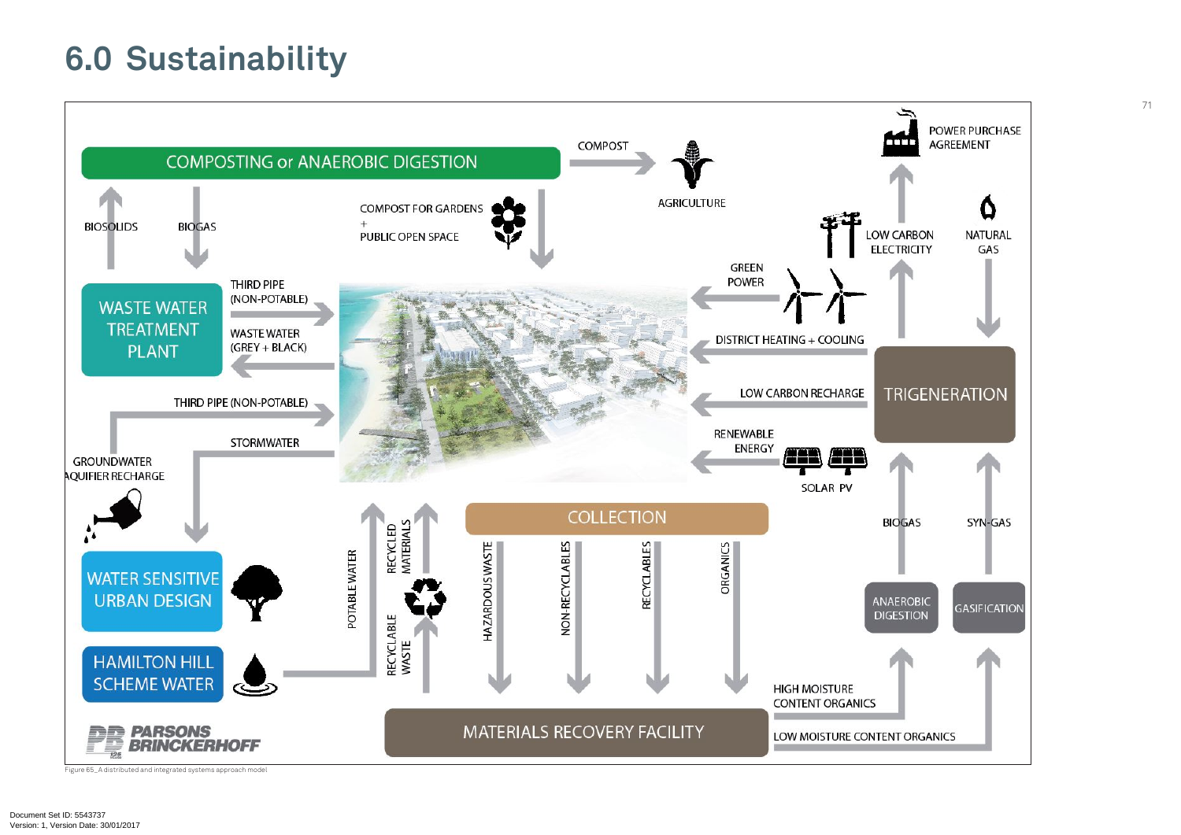# 6.0 Sustainability

COMPOSTING or ANAEROBIC DIGESTION

COMPOST

AGRICULTURE

POWER PURCHASE AGREEMENT

BIOSOLIDS

BIOGAS

COMPOST FOR GARDENS + PUBLIC OPEN SPACE

LOW CARBON ELECTRICITY

NATURAL GAS

GREEN POWER

WASTE WATER TREATMENT PLANT

THIRD PIPE (NON-POTABLE)

WASTE WATER (GREY + BLACK)

DISTRICT HEATING + COOLING

LOW CARBON RECHARGE

TRIGENERATION

THIRD PIPE (NON-POTABLE)

RENEWABLE ENERGY

STORMWATER

SOLAR PV

GROUNDWATER AQUIFIER RECHARGE

COLLECTION

BIOGAS

SYN-GAS

POTABLE WATER

RECYCLED MATERIALS

RECYCLABLE WASTE

HAZARDOUS WASTE

NON-RECYCLABLES

RECYCLABLES

ORGANICS

WATER SENSITIVE URBAN DESIGN

ANAEROBIC DIGESTION

GASIFICATION

HAMILTON HILL SCHEME WATER

HIGH MOISTURE CONTENT ORGANICS

PARSONS BRINCKERHOFF

MATERIALS RECOVERY FACILITY

LOW MOISTURE CONTENT ORGANICS

Figure 65_A distributed and integrated systems approach model

Document Set ID: 5543737
Version: 1, Version Date: 30/01/2017